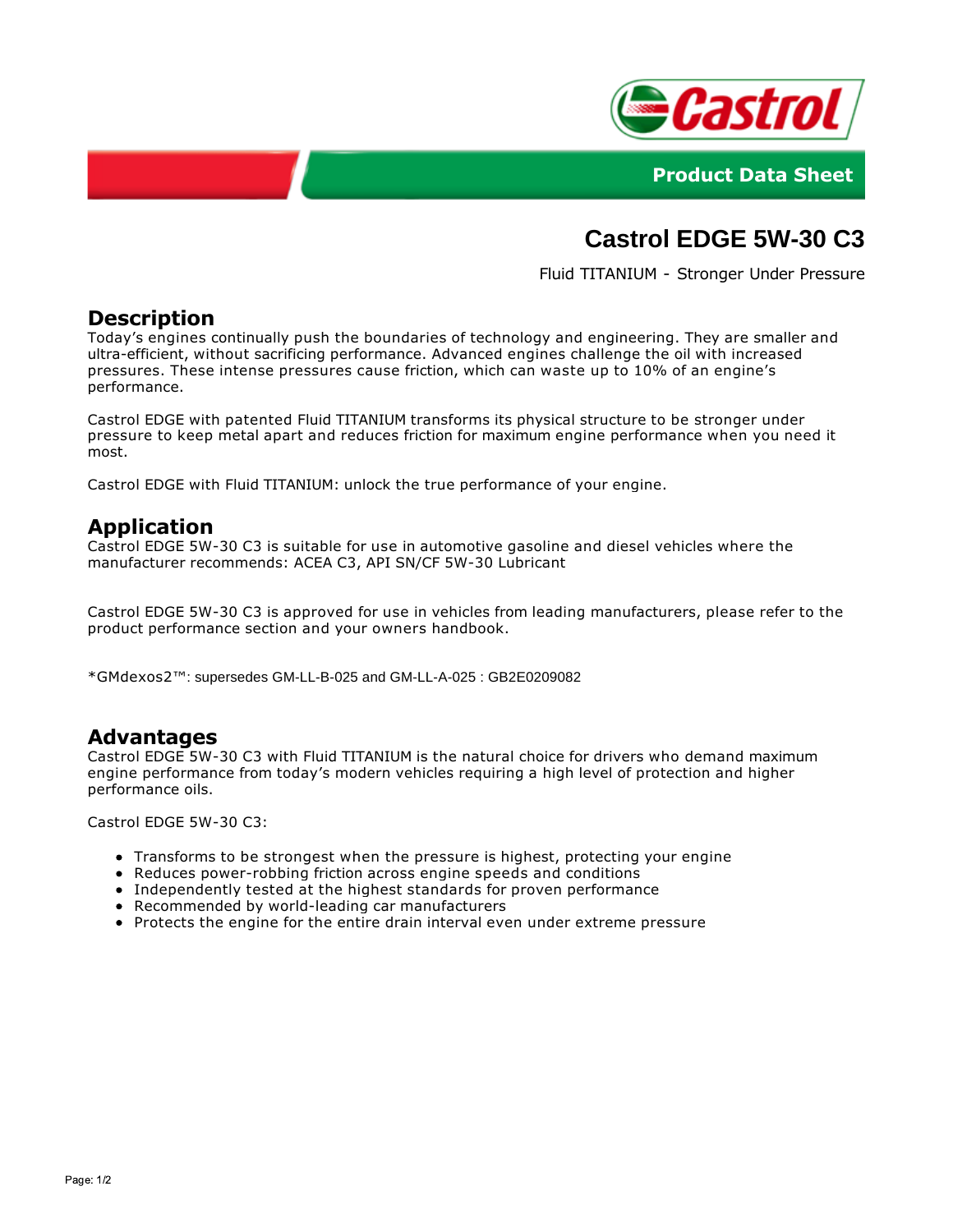Castrol

Product Data Sheet

# Castrol EDGE 5W-30 C3

Fluid TITANIUM - Stronger Under Pressure

## Description

Today's engines continually push the boundaries of technology and engineering. They are smaller and ultra-efficient, without sacrificing performance. Advanced engines challenge the oil with increased pressures. These intense pressures cause friction, which can waste up to 10% of an engine's performance.

Castrol EDGE with patented Fluid TITANIUM transforms its physical structure to be stronger under pressure to keep metal apart and reduces friction for maximum engine performance when you need it most.

Castrol EDGE with Fluid TITANIUM: unlock the true performance of your engine.

## Application

Castrol EDGE 5W-30 C3 is suitable for use in automotive gasoline and diesel vehicles where the manufacturer recommends: ACEA C3, API SN/CF 5W-30 Lubricant

Castrol EDGE 5W-30 C3 is approved for use in vehicles from leading manufacturers, please refer to the product performance section and your owners handbook.

*GMdexos2™: supersedes GM-LL-B-025 and GM-LL-A-025 : GB2E0209082

## Advantages

Castrol EDGE 5W-30 C3 with Fluid TITANIUM is the natural choice for drivers who demand maximum engine performance from today's modern vehicles requiring a high level of protection and higher performance oils.

Castrol EDGE 5W-30 C3:

- Transforms to be strongest when the pressure is highest, protecting your engine
- Reduces power-robbing friction across engine speeds and conditions
- Independently tested at the highest standards for proven performance
- Recommended by world-leading car manufacturers
- Protects the engine for the entire drain interval even under extreme pressure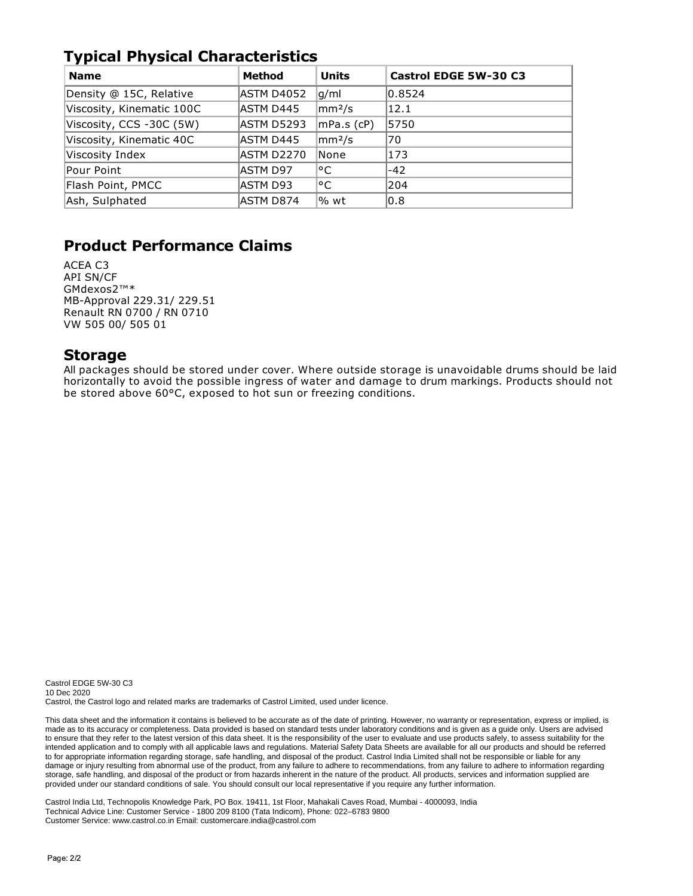## Typical Physical Characteristics

| Name | Method | Units | Castrol EDGE 5W-30 C3 |
|---|---|---|---|
| Density @ 15C, Relative | ASTM D4052 | g/ml | 0.8524 |
| Viscosity, Kinematic 100C | ASTM D445 | $mm^2/s$ | 12.1 |
| Viscosity, CCS -30C (5W) | ASTM D5293 | mPa.s (cP) | 5750 |
| Viscosity, Kinematic 40C | ASTM D445 | $mm^2/s$ | 70 |
| Viscosity Index | ASTM D2270 | None | 173 |
| Pour Point | ASTM D97 | °C | -42 |
| Flash Point, PMCC | ASTM D93 | °C | 204 |
| Ash, Sulphated | ASTM D874 | % wt | 0.8 |

## Product Performance Claims

ACEA C3
API SN/CF
GMdexos2™*
MB-Approval 229.31/ 229.51
Renault RN 0700 / RN 0710
VW 505 00/ 505 01

## Storage

All packages should be stored under cover. Where outside storage is unavoidable drums should be laid horizontally to avoid the possible ingress of water and damage to drum markings. Products should not be stored above 60°C, exposed to hot sun or freezing conditions.

Castrol EDGE 5W-30 C3
10 Dec 2020
Castrol, the Castrol logo and related marks are trademarks of Castrol Limited, used under licence.

This data sheet and the information it contains is believed to be accurate as of the date of printing. However, no warranty or representation, express or implied, is made as to its accuracy or completeness. Data provided is based on standard tests under laboratory conditions and is given as a guide only. Users are advised to ensure that they refer to the latest version of this data sheet. It is the responsibility of the user to evaluate and use products safely, to assess suitability for the intended application and to comply with all applicable laws and regulations. Material Safety Data Sheets are available for all our products and should be referred to for appropriate information regarding storage, safe handling, and disposal of the product. Castrol India Limited shall not be responsible or liable for any damage or injury resulting from abnormal use of the product, from any failure to adhere to recommendations, from any failure to adhere to information regarding storage, safe handling, and disposal of the product or from hazards inherent in the nature of the product. All products, services and information supplied are provided under our standard conditions of sale. You should consult our local representative if you require any further information.

Castrol India Ltd, Technopolis Knowledge Park, PO Box. 19411, 1st Floor, Mahakali Caves Road, Mumbai - 4000093, India
Technical Advice Line: Customer Service - 1800 209 8100 (Tata Indicom), Phone: 022–6783 9800
Customer Service: www.castrol.co.in Email: customercare.india@castrol.com